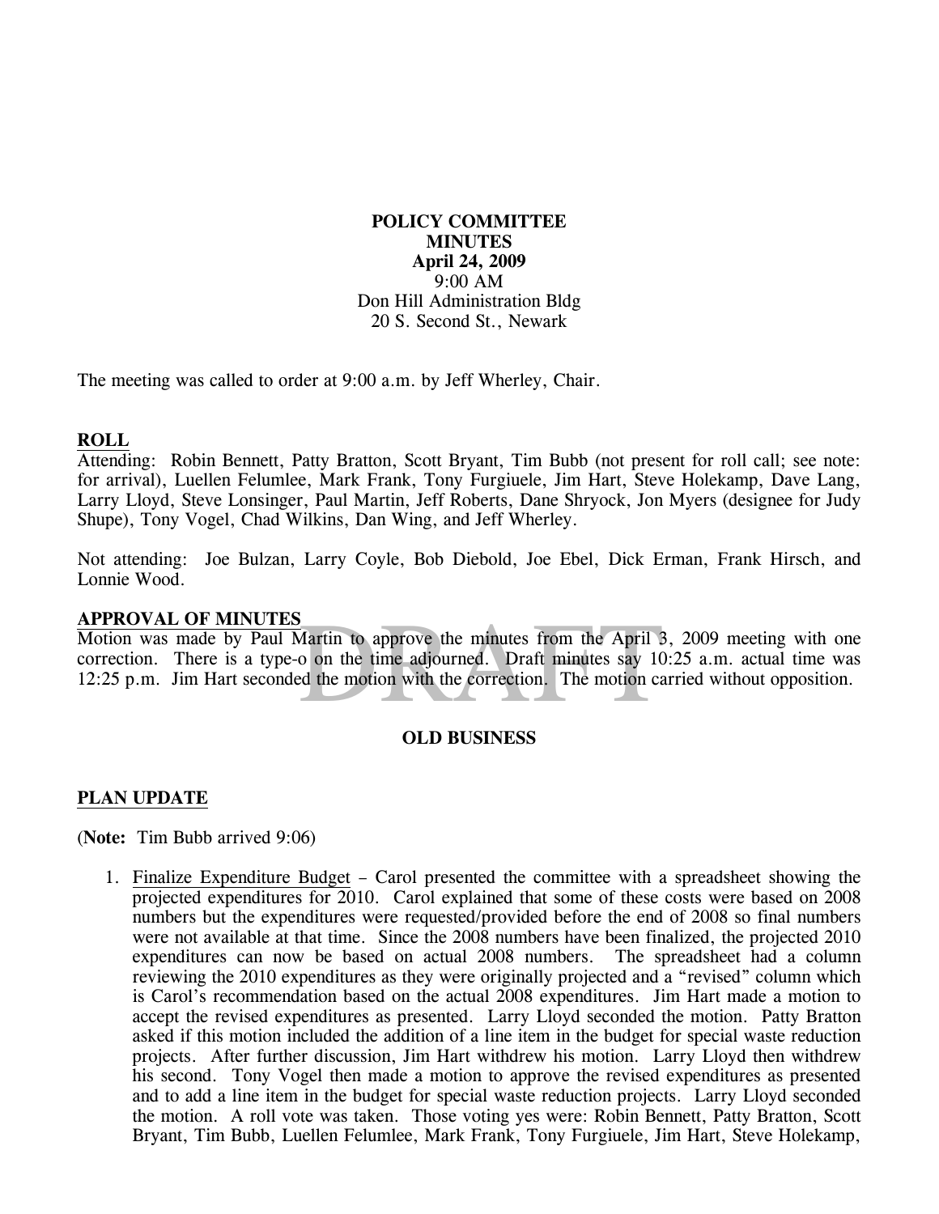**POLICY COMMITTEE**
**MINUTES**
**April 24, 2009**
9:00 AM
Don Hill Administration Bldg
20 S. Second St., Newark

The meeting was called to order at 9:00 a.m. by Jeff Wherley, Chair.

## ROLL

Attending: Robin Bennett, Patty Bratton, Scott Bryant, Tim Bubb (not present for roll call; see note: for arrival), Luellen Felumlee, Mark Frank, Tony Furgiuele, Jim Hart, Steve Holekamp, Dave Lang, Larry Lloyd, Steve Lonsinger, Paul Martin, Jeff Roberts, Dane Shryock, Jon Myers (designee for Judy Shupe), Tony Vogel, Chad Wilkins, Dan Wing, and Jeff Wherley.

Not attending: Joe Bulzan, Larry Coyle, Bob Diebold, Joe Ebel, Dick Erman, Frank Hirsch, and Lonnie Wood.

## APPROVAL OF MINUTES

Motion was made by Paul Martin to approve the minutes from the April 3, 2009 meeting with one correction. There is a type-o on the time adjourned. Draft minutes say 10:25 a.m. actual time was 12:25 p.m. Jim Hart seconded the motion with the correction. The motion carried without opposition.

## OLD BUSINESS

## PLAN UPDATE

(**Note:** Tim Bubb arrived 9:06)

1. Finalize Expenditure Budget – Carol presented the committee with a spreadsheet showing the projected expenditures for 2010. Carol explained that some of these costs were based on 2008 numbers but the expenditures were requested/provided before the end of 2008 so final numbers were not available at that time. Since the 2008 numbers have been finalized, the projected 2010 expenditures can now be based on actual 2008 numbers. The spreadsheet had a column reviewing the 2010 expenditures as they were originally projected and a "revised" column which is Carol's recommendation based on the actual 2008 expenditures. Jim Hart made a motion to accept the revised expenditures as presented. Larry Lloyd seconded the motion. Patty Bratton asked if this motion included the addition of a line item in the budget for special waste reduction projects. After further discussion, Jim Hart withdrew his motion. Larry Lloyd then withdrew his second. Tony Vogel then made a motion to approve the revised expenditures as presented and to add a line item in the budget for special waste reduction projects. Larry Lloyd seconded the motion. A roll vote was taken. Those voting yes were: Robin Bennett, Patty Bratton, Scott Bryant, Tim Bubb, Luellen Felumlee, Mark Frank, Tony Furgiuele, Jim Hart, Steve Holekamp,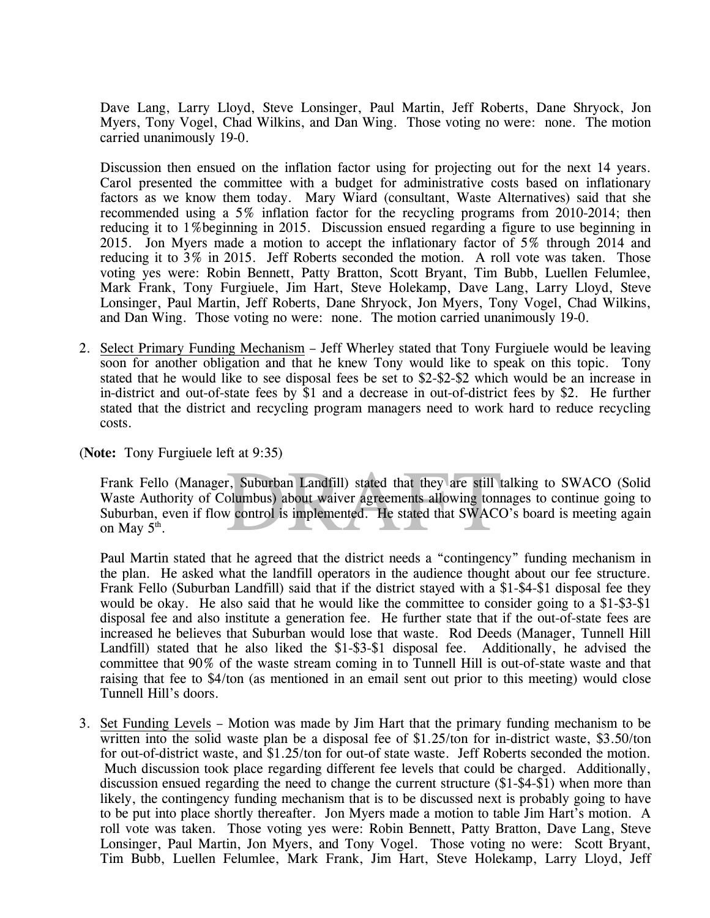Dave Lang, Larry Lloyd, Steve Lonsinger, Paul Martin, Jeff Roberts, Dane Shryock, Jon Myers, Tony Vogel, Chad Wilkins, and Dan Wing. Those voting no were: none. The motion carried unanimously 19-0.

Discussion then ensued on the inflation factor using for projecting out for the next 14 years. Carol presented the committee with a budget for administrative costs based on inflationary factors as we know them today. Mary Wiard (consultant, Waste Alternatives) said that she recommended using a 5% inflation factor for the recycling programs from 2010-2014; then reducing it to 1%beginning in 2015. Discussion ensued regarding a figure to use beginning in 2015. Jon Myers made a motion to accept the inflationary factor of 5% through 2014 and reducing it to 3% in 2015. Jeff Roberts seconded the motion. A roll vote was taken. Those voting yes were: Robin Bennett, Patty Bratton, Scott Bryant, Tim Bubb, Luellen Felumlee, Mark Frank, Tony Furgiuele, Jim Hart, Steve Holekamp, Dave Lang, Larry Lloyd, Steve Lonsinger, Paul Martin, Jeff Roberts, Dane Shryock, Jon Myers, Tony Vogel, Chad Wilkins, and Dan Wing. Those voting no were: none. The motion carried unanimously 19-0.

2. Select Primary Funding Mechanism – Jeff Wherley stated that Tony Furgiuele would be leaving soon for another obligation and that he knew Tony would like to speak on this topic. Tony stated that he would like to see disposal fees be set to \$2-\$2-\$2 which would be an increase in in-district and out-of-state fees by \$1 and a decrease in out-of-district fees by \$2. He further stated that the district and recycling program managers need to work hard to reduce recycling costs.

(**Note:** Tony Furgiuele left at 9:35)

Frank Fello (Manager, Suburban Landfill) stated that they are still talking to SWACO (Solid Waste Authority of Columbus) about waiver agreements allowing tonnages to continue going to Suburban, even if flow control is implemented. He stated that SWACO's board is meeting again on May 5th.

Paul Martin stated that he agreed that the district needs a "contingency" funding mechanism in the plan. He asked what the landfill operators in the audience thought about our fee structure. Frank Fello (Suburban Landfill) said that if the district stayed with a \$1-\$4-\$1 disposal fee they would be okay. He also said that he would like the committee to consider going to a \$1-\$3-\$1 disposal fee and also institute a generation fee. He further state that if the out-of-state fees are increased he believes that Suburban would lose that waste. Rod Deeds (Manager, Tunnell Hill Landfill) stated that he also liked the \$1-\$3-\$1 disposal fee. Additionally, he advised the committee that 90% of the waste stream coming in to Tunnell Hill is out-of-state waste and that raising that fee to \$4/ton (as mentioned in an email sent out prior to this meeting) would close Tunnell Hill's doors.

3. Set Funding Levels – Motion was made by Jim Hart that the primary funding mechanism to be written into the solid waste plan be a disposal fee of \$1.25/ton for in-district waste, \$3.50/ton for out-of-district waste, and \$1.25/ton for out-of state waste. Jeff Roberts seconded the motion. Much discussion took place regarding different fee levels that could be charged. Additionally, discussion ensued regarding the need to change the current structure (\$1-\$4-\$1) when more than likely, the contingency funding mechanism that is to be discussed next is probably going to have to be put into place shortly thereafter. Jon Myers made a motion to table Jim Hart's motion. A roll vote was taken. Those voting yes were: Robin Bennett, Patty Bratton, Dave Lang, Steve Lonsinger, Paul Martin, Jon Myers, and Tony Vogel. Those voting no were: Scott Bryant, Tim Bubb, Luellen Felumlee, Mark Frank, Jim Hart, Steve Holekamp, Larry Lloyd, Jeff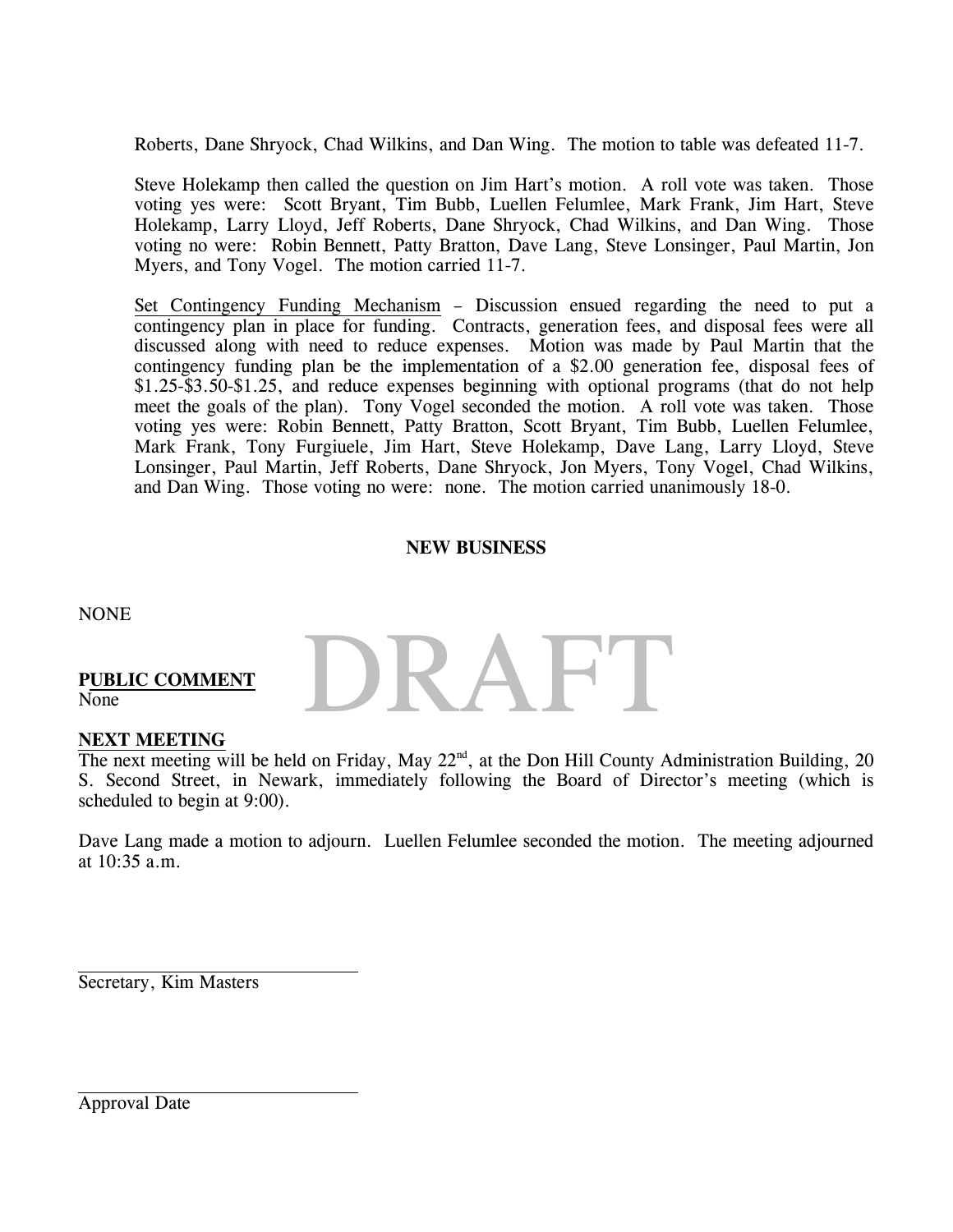Roberts, Dane Shryock, Chad Wilkins, and Dan Wing. The motion to table was defeated 11-7.

Steve Holekamp then called the question on Jim Hart's motion. A roll vote was taken. Those voting yes were: Scott Bryant, Tim Bubb, Luellen Felumlee, Mark Frank, Jim Hart, Steve Holekamp, Larry Lloyd, Jeff Roberts, Dane Shryock, Chad Wilkins, and Dan Wing. Those voting no were: Robin Bennett, Patty Bratton, Dave Lang, Steve Lonsinger, Paul Martin, Jon Myers, and Tony Vogel. The motion carried 11-7.

Set Contingency Funding Mechanism – Discussion ensued regarding the need to put a contingency plan in place for funding. Contracts, generation fees, and disposal fees were all discussed along with need to reduce expenses. Motion was made by Paul Martin that the contingency funding plan be the implementation of a $2.00 generation fee, disposal fees of $1.25-$3.50-$1.25, and reduce expenses beginning with optional programs (that do not help meet the goals of the plan). Tony Vogel seconded the motion. A roll vote was taken. Those voting yes were: Robin Bennett, Patty Bratton, Scott Bryant, Tim Bubb, Luellen Felumlee, Mark Frank, Tony Furgiuele, Jim Hart, Steve Holekamp, Dave Lang, Larry Lloyd, Steve Lonsinger, Paul Martin, Jeff Roberts, Dane Shryock, Jon Myers, Tony Vogel, Chad Wilkins, and Dan Wing. Those voting no were: none. The motion carried unanimously 18-0.

**NEW BUSINESS**

NONE

DRAFT

**PUBLIC COMMENT**
None

**NEXT MEETING**
The next meeting will be held on Friday, May 22nd, at the Don Hill County Administration Building, 20 S. Second Street, in Newark, immediately following the Board of Director's meeting (which is scheduled to begin at 9:00).

Dave Lang made a motion to adjourn. Luellen Felumlee seconded the motion. The meeting adjourned at 10:35 a.m.

\_\_\_\_\_\_\_\_\_\_\_\_\_\_\_\_\_\_\_\_\_\_\_\_\_\_\_\_
Secretary, Kim Masters

\_\_\_\_\_\_\_\_\_\_\_\_\_\_\_\_\_\_\_\_\_\_\_\_\_\_\_\_
Approval Date